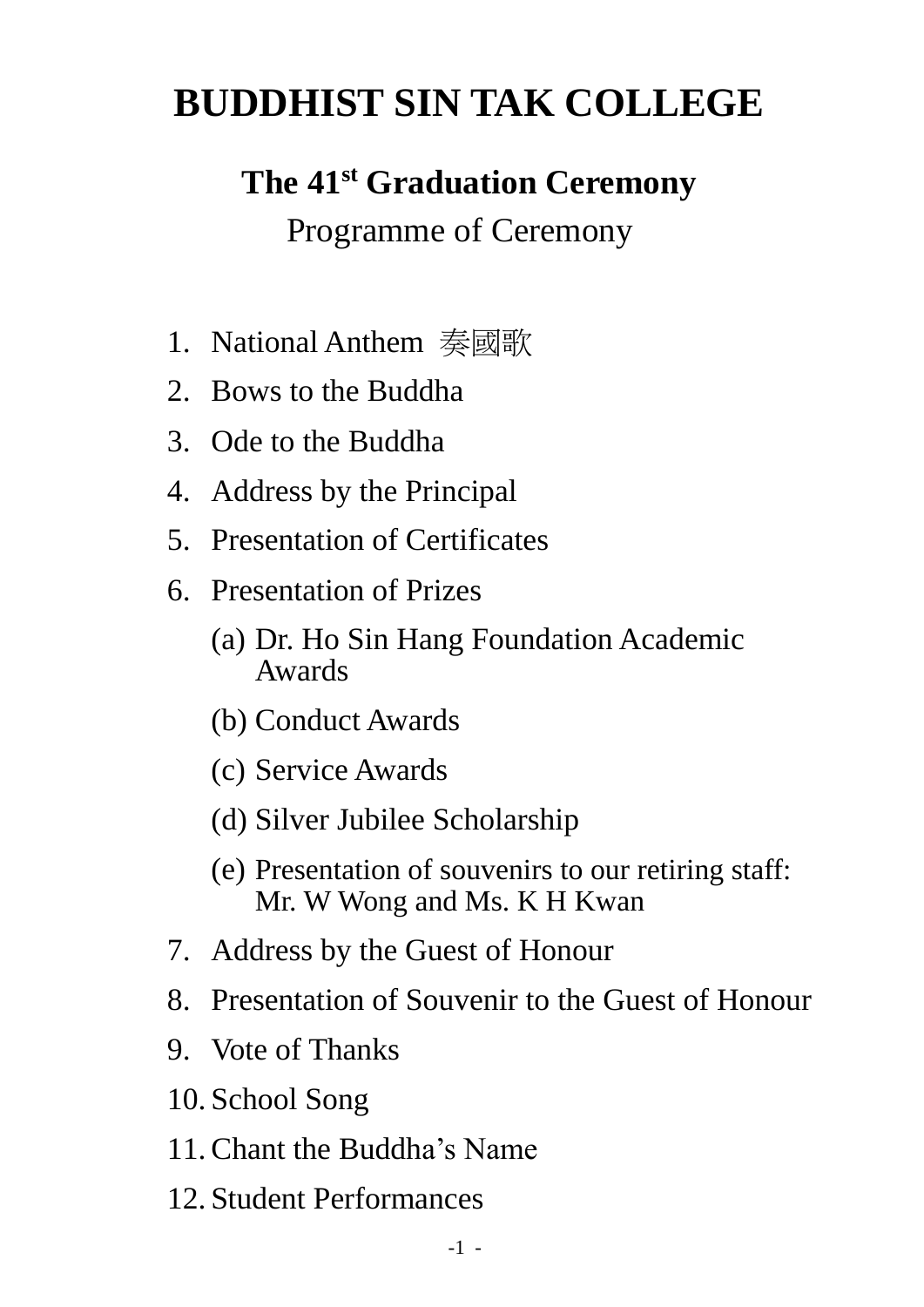# BUDDHIST SIN TAK COLLEGE

## The 41st Graduation Ceremony

Programme of Ceremony

1. National Anthem 奏國歌
2. Bows to the Buddha
3. Ode to the Buddha
4. Address by the Principal
5. Presentation of Certificates
6. Presentation of Prizes
   (a) Dr. Ho Sin Hang Foundation Academic Awards
   (b) Conduct Awards
   (c) Service Awards
   (d) Silver Jubilee Scholarship
   (e) Presentation of souvenirs to our retiring staff: Mr. W Wong and Ms. K H Kwan
7. Address by the Guest of Honour
8. Presentation of Souvenir to the Guest of Honour
9. Vote of Thanks
10. School Song
11. Chant the Buddha's Name
12. Student Performances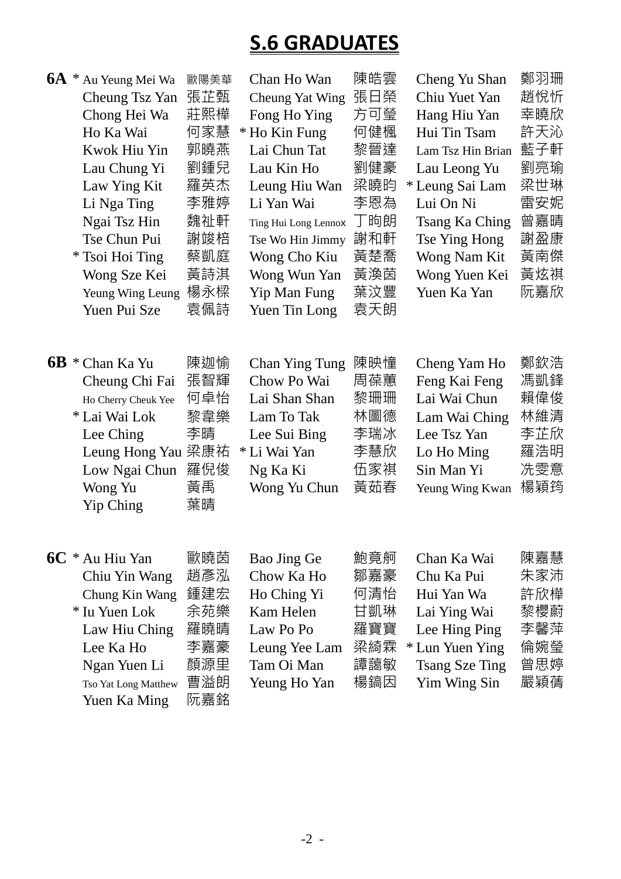# S.6 GRADUATES

## 6A

| | | | | | |
|---|---|---|---|---|---|
| * Au Yeung Mei Wa | 歐陽美華 | Chan Ho Wan | 陳皓雲 | Cheng Yu Shan | 鄭羽珊 |
| Cheung Tsz Yan | 張芷甄 | Cheung Yat Wing | 張日榮 | Chiu Yuet Yan | 趙悅忻 |
| Chong Hei Wa | 莊熙樺 | Fong Ho Ying | 方可瑩 | Hang Hiu Yan | 幸曉欣 |
| Ho Ka Wai | 何家慧 | * Ho Kin Fung | 何健楓 | Hui Tin Tsam | 許天沁 |
| Kwok Hiu Yin | 郭曉燕 | Lai Chun Tat | 黎晉達 | Lam Tsz Hin Brian | 藍子軒 |
| Lau Chung Yi | 劉鍾兒 | Lau Kin Ho | 劉健豪 | Lau Leong Yu | 劉亮瑜 |
| Law Ying Kit | 羅英杰 | Leung Hiu Wan | 梁曉昀 | * Leung Sai Lam | 梁世琳 |
| Li Nga Ting | 李雅婷 | Li Yan Wai | 李恩為 | Lui On Ni | 雷安妮 |
| Ngai Tsz Hin | 魏祉軒 | Ting Hui Long Lennox | 丁昫朗 | Tsang Ka Ching | 曾嘉晴 |
| Tse Chun Pui | 謝竣棓 | Tse Wo Hin Jimmy | 謝和軒 | Tse Ying Hong | 謝盈康 |
| * Tsoi Hoi Ting | 蔡凱庭 | Wong Cho Kiu | 黃楚喬 | Wong Nam Kit | 黃南傑 |
| Wong Sze Kei | 黃詩淇 | Wong Wun Yan | 黃渙茵 | Wong Yuen Kei | 黃炫祺 |
| Yeung Wing Leung | 楊永樑 | Yip Man Fung | 葉汶豐 | Yuen Ka Yan | 阮嘉欣 |
| Yuen Pui Sze | 袁佩詩 | Yuen Tin Long | 袁天朗 | | |

## 6B

| | | | | | |
|---|---|---|---|---|---|
| * Chan Ka Yu | 陳迦愉 | Chan Ying Tung | 陳映憧 | Cheng Yam Ho | 鄭欽浩 |
| Cheung Chi Fai | 張智輝 | Chow Po Wai | 周葆蕙 | Feng Kai Feng | 馮凱鋒 |
| Ho Cherry Cheuk Yee | 何卓怡 | Lai Shan Shan | 黎珊珊 | Lai Wai Chun | 賴偉俊 |
| * Lai Wai Lok | 黎韋樂 | Lam To Tak | 林圖德 | Lam Wai Ching | 林維清 |
| Lee Ching | 李晴 | Lee Sui Bing | 李瑞冰 | Lee Tsz Yan | 李芷欣 |
| Leung Hong Yau | 梁康祐 | * Li Wai Yan | 李慧欣 | Lo Ho Ming | 羅浩明 |
| Low Ngai Chun | 羅倪俊 | Ng Ka Ki | 伍家祺 | Sin Man Yi | 冼雯意 |
| Wong Yu | 黃禹 | Wong Yu Chun | 黃茹春 | Yeung Wing Kwan | 楊穎筠 |
| Yip Ching | 葉晴 | | | | |

## 6C

| | | | | | |
|---|---|---|---|---|---|
| * Au Hiu Yan | 歐曉茵 | Bao Jing Ge | 鮑竟舸 | Chan Ka Wai | 陳嘉慧 |
| Chiu Yin Wang | 趙彥泓 | Chow Ka Ho | 鄒嘉豪 | Chu Ka Pui | 朱家沛 |
| Chung Kin Wang | 鍾建宏 | Ho Ching Yi | 何清怡 | Hui Yan Wa | 許欣樺 |
| * Iu Yuen Lok | 余苑樂 | Kam Helen | 甘凱琳 | Lai Ying Wai | 黎櫻蔚 |
| Law Hiu Ching | 羅曉晴 | Law Po Po | 羅寶寶 | Lee Hing Ping | 李馨萍 |
| Lee Ka Ho | 李嘉豪 | Leung Yee Lam | 梁綺霖 | * Lun Yuen Ying | 倫婉瑩 |
| Ngan Yuen Li | 顏源里 | Tam Oi Man | 譚藹敏 | Tsang Sze Ting | 曾思婷 |
| Tso Yat Long Matthew | 曹溢朗 | Yeung Ho Yan | 楊鎬因 | Yim Wing Sin | 嚴穎蒨 |
| Yuen Ka Ming | 阮嘉銘 | | | | |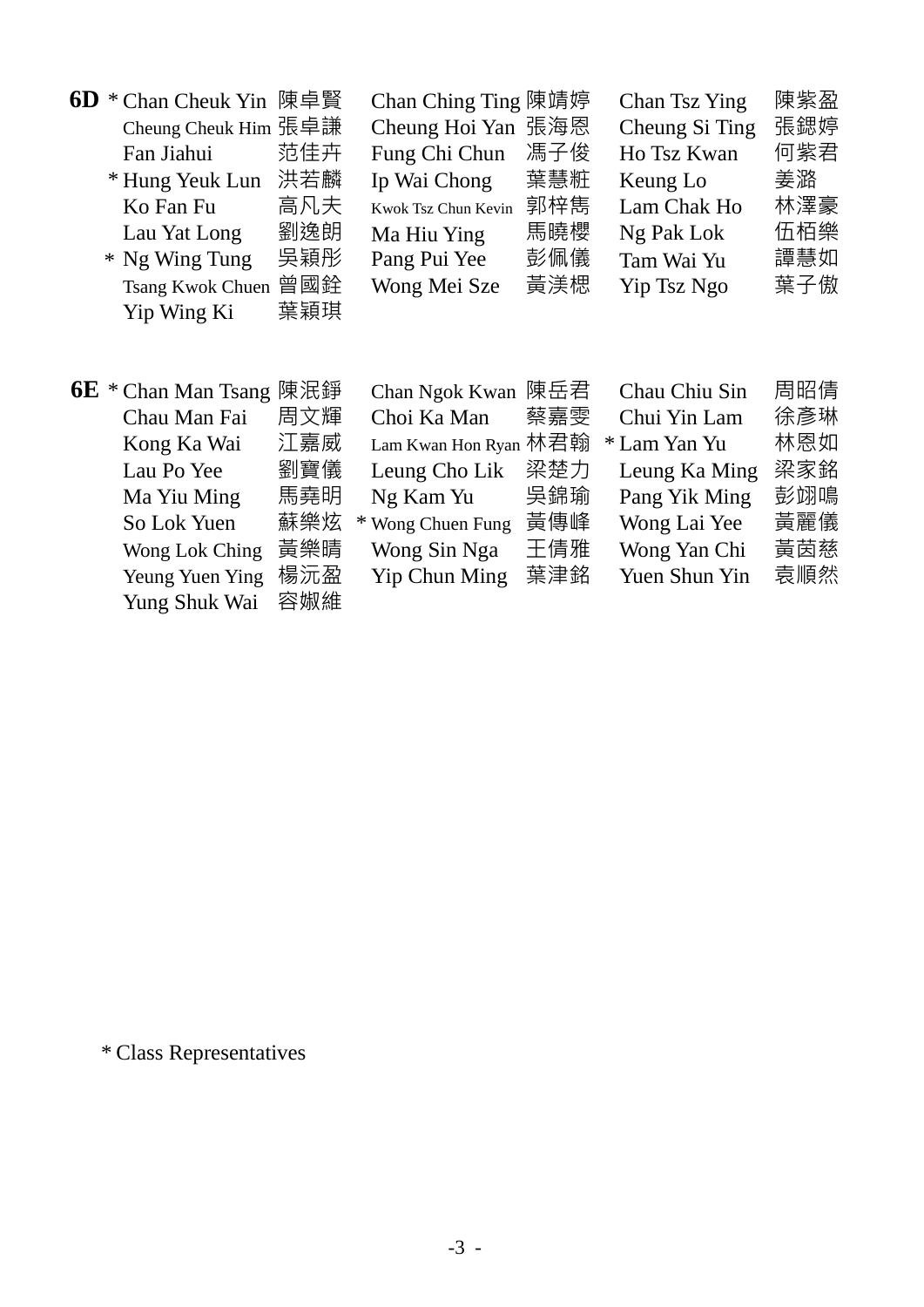**6D**

| | | | | | |
|---|---|---|---|---|---|
| * Chan Cheuk Yin | 陳卓賢 | Chan Ching Ting | 陳靖婷 | Chan Tsz Ying | 陳紫盈 |
| Cheung Cheuk Him | 張卓謙 | Cheung Hoi Yan | 張海恩 | Cheung Si Ting | 張鍶婷 |
| Fan Jiahui | 范佳卉 | Fung Chi Chun | 馮子俊 | Ho Tsz Kwan | 何紫君 |
| * Hung Yeuk Lun | 洪若麟 | Ip Wai Chong | 葉慧粧 | Keung Lo | 姜潞 |
| Ko Fan Fu | 高凡夫 | Kwok Tsz Chun Kevin | 郭梓雋 | Lam Chak Ho | 林澤豪 |
| Lau Yat Long | 劉逸朗 | Ma Hiu Ying | 馬曉櫻 | Ng Pak Lok | 伍栢樂 |
| * Ng Wing Tung | 吳穎彤 | Pang Pui Yee | 彭佩儀 | Tam Wai Yu | 譚慧如 |
| Tsang Kwok Chuen | 曾國銓 | Wong Mei Sze | 黃渼楒 | Yip Tsz Ngo | 葉子傲 |
| Yip Wing Ki | 葉穎琪 | | | | |

**6E**

| | | | | | |
|---|---|---|---|---|---|
| * Chan Man Tsang | 陳汶錚 | Chan Ngok Kwan | 陳岳君 | Chau Chiu Sin | 周昭倩 |
| Chau Man Fai | 周文輝 | Choi Ka Man | 蔡嘉雯 | Chui Yin Lam | 徐彥琳 |
| Kong Ka Wai | 江嘉威 | Lam Kwan Hon Ryan | 林君翰 | * Lam Yan Yu | 林恩如 |
| Lau Po Yee | 劉寶儀 | Leung Cho Lik | 梁楚力 | Leung Ka Ming | 梁家銘 |
| Ma Yiu Ming | 馬堯明 | Ng Kam Yu | 吳錦瑜 | Pang Yik Ming | 彭翊鳴 |
| So Lok Yuen | 蘇樂炫 | * Wong Chuen Fung | 黃傳峰 | Wong Lai Yee | 黃麗儀 |
| Wong Lok Ching | 黃樂晴 | Wong Sin Nga | 王倩雅 | Wong Yan Chi | 黃茵慈 |
| Yeung Yuen Ying | 楊沅盈 | Yip Chun Ming | 葉津銘 | Yuen Shun Yin | 袁順然 |
| Yung Shuk Wai | 容婌維 | | | | |

* Class Representatives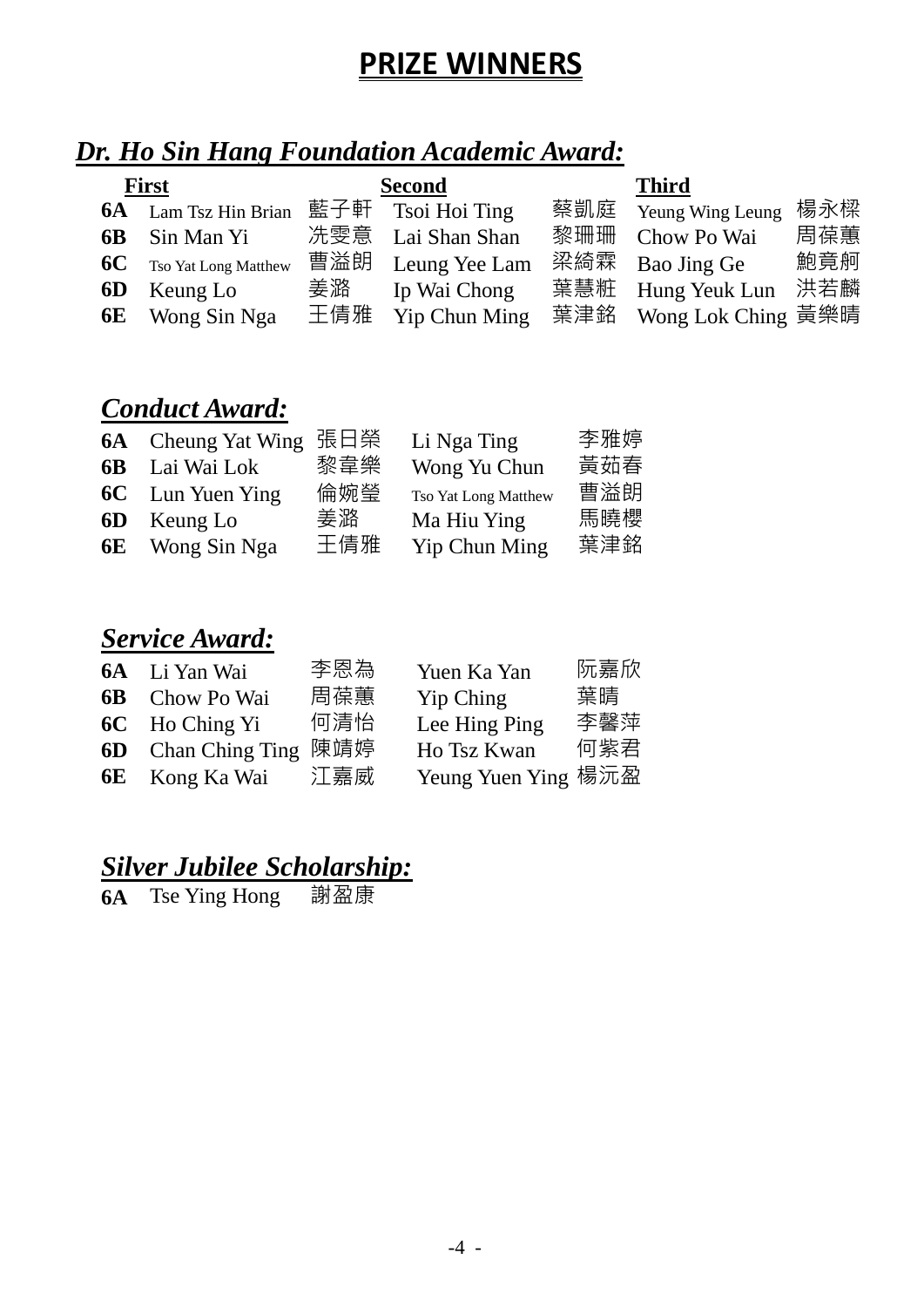# PRIZE WINNERS

## *Dr. Ho Sin Hang Foundation Academic Award:*

| | First | | Second | | Third | |
|---|---|---|---|---|---|---|
| **6A** | Lam Tsz Hin Brian | 藍子軒 | Tsoi Hoi Ting | 蔡凱庭 | Yeung Wing Leung | 楊永樑 |
| **6B** | Sin Man Yi | 冼雯意 | Lai Shan Shan | 黎珊珊 | Chow Po Wai | 周葆蕙 |
| **6C** | Tso Yat Long Matthew | 曹溢朗 | Leung Yee Lam | 梁綺霖 | Bao Jing Ge | 鮑竟舸 |
| **6D** | Keung Lo | 姜潞 | Ip Wai Chong | 葉慧粧 | Hung Yeuk Lun | 洪若麟 |
| **6E** | Wong Sin Nga | 王倩雅 | Yip Chun Ming | 葉津銘 | Wong Lok Ching | 黃樂晴 |

## *Conduct Award:*

| | | | | |
|---|---|---|---|---|
| **6A** | Cheung Yat Wing | 張日榮 | Li Nga Ting | 李雅婷 |
| **6B** | Lai Wai Lok | 黎韋樂 | Wong Yu Chun | 黃茹春 |
| **6C** | Lun Yuen Ying | 倫婉瑩 | Tso Yat Long Matthew | 曹溢朗 |
| **6D** | Keung Lo | 姜潞 | Ma Hiu Ying | 馬曉櫻 |
| **6E** | Wong Sin Nga | 王倩雅 | Yip Chun Ming | 葉津銘 |

## *Service Award:*

| | | | | |
|---|---|---|---|---|
| **6A** | Li Yan Wai | 李恩為 | Yuen Ka Yan | 阮嘉欣 |
| **6B** | Chow Po Wai | 周葆蕙 | Yip Ching | 葉晴 |
| **6C** | Ho Ching Yi | 何清怡 | Lee Hing Ping | 李馨萍 |
| **6D** | Chan Ching Ting | 陳靖婷 | Ho Tsz Kwan | 何紫君 |
| **6E** | Kong Ka Wai | 江嘉威 | Yeung Yuen Ying | 楊沅盈 |

## *Silver Jubilee Scholarship:*

**6A** Tse Ying Hong 謝盈康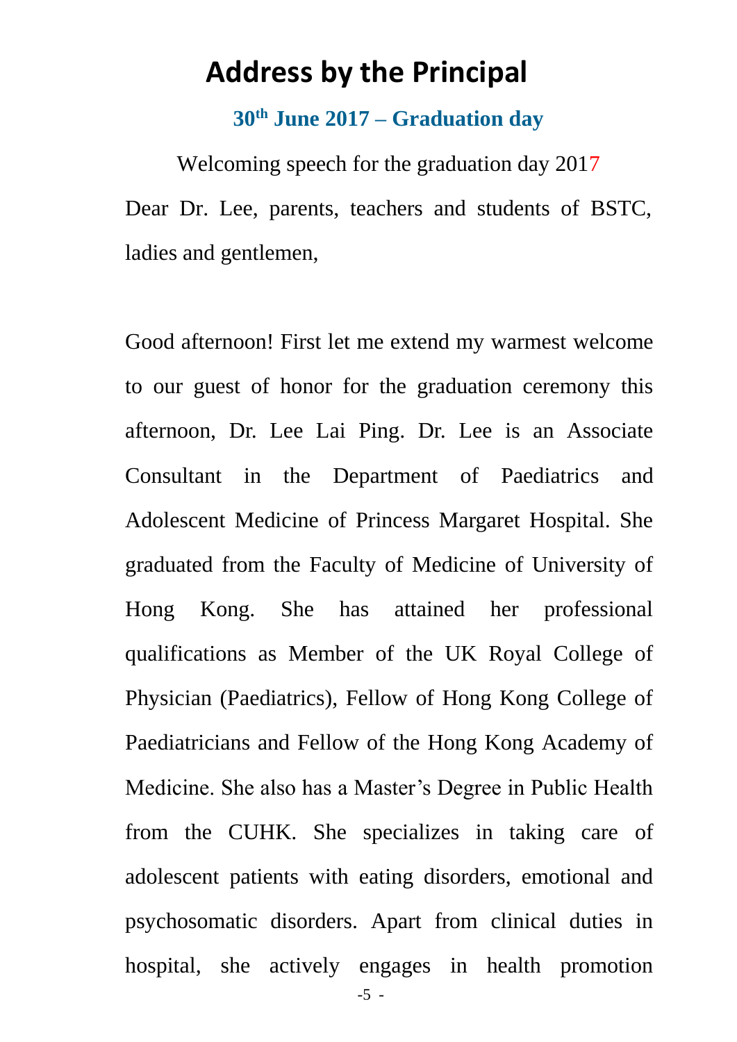# Address by the Principal

### 30th June 2017 – Graduation day

Welcoming speech for the graduation day 2017

Dear Dr. Lee, parents, teachers and students of BSTC, ladies and gentlemen,

Good afternoon! First let me extend my warmest welcome to our guest of honor for the graduation ceremony this afternoon, Dr. Lee Lai Ping. Dr. Lee is an Associate Consultant in the Department of Paediatrics and Adolescent Medicine of Princess Margaret Hospital. She graduated from the Faculty of Medicine of University of Hong Kong. She has attained her professional qualifications as Member of the UK Royal College of Physician (Paediatrics), Fellow of Hong Kong College of Paediatricians and Fellow of the Hong Kong Academy of Medicine. She also has a Master's Degree in Public Health from the CUHK. She specializes in taking care of adolescent patients with eating disorders, emotional and psychosomatic disorders. Apart from clinical duties in hospital, she actively engages in health promotion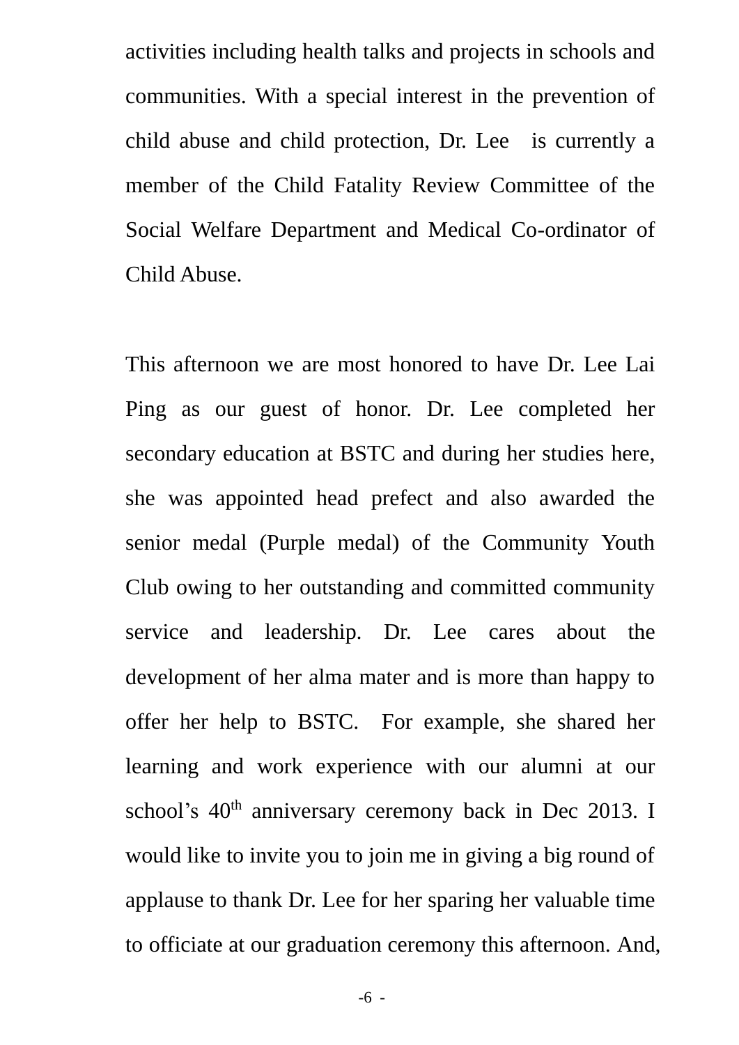activities including health talks and projects in schools and communities. With a special interest in the prevention of child abuse and child protection, Dr. Lee is currently a member of the Child Fatality Review Committee of the Social Welfare Department and Medical Co-ordinator of Child Abuse.

This afternoon we are most honored to have Dr. Lee Lai Ping as our guest of honor. Dr. Lee completed her secondary education at BSTC and during her studies here, she was appointed head prefect and also awarded the senior medal (Purple medal) of the Community Youth Club owing to her outstanding and committed community service and leadership. Dr. Lee cares about the development of her alma mater and is more than happy to offer her help to BSTC. For example, she shared her learning and work experience with our alumni at our school's 40th anniversary ceremony back in Dec 2013. I would like to invite you to join me in giving a big round of applause to thank Dr. Lee for her sparing her valuable time to officiate at our graduation ceremony this afternoon. And,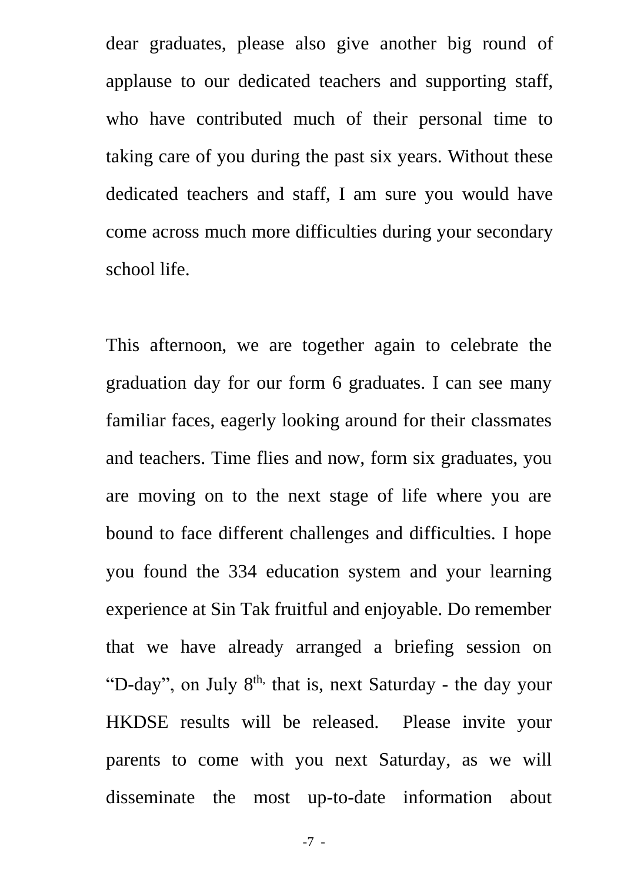dear graduates, please also give another big round of applause to our dedicated teachers and supporting staff, who have contributed much of their personal time to taking care of you during the past six years. Without these dedicated teachers and staff, I am sure you would have come across much more difficulties during your secondary school life.

This afternoon, we are together again to celebrate the graduation day for our form 6 graduates. I can see many familiar faces, eagerly looking around for their classmates and teachers. Time flies and now, form six graduates, you are moving on to the next stage of life where you are bound to face different challenges and difficulties. I hope you found the 334 education system and your learning experience at Sin Tak fruitful and enjoyable. Do remember that we have already arranged a briefing session on "D-day", on July 8th, that is, next Saturday - the day your HKDSE results will be released. Please invite your parents to come with you next Saturday, as we will disseminate the most up-to-date information about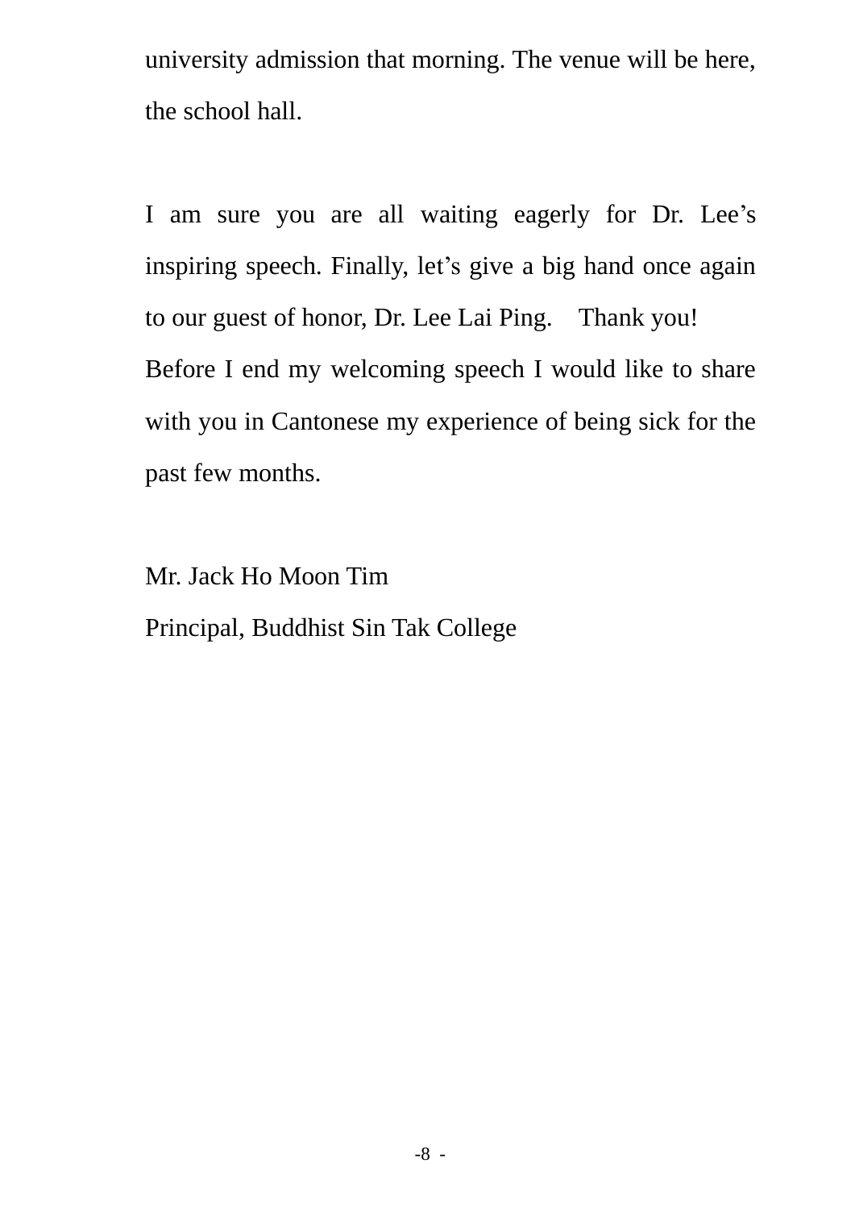university admission that morning. The venue will be here, the school hall.

I am sure you are all waiting eagerly for Dr. Lee's inspiring speech. Finally, let's give a big hand once again to our guest of honor, Dr. Lee Lai Ping. Thank you!

Before I end my welcoming speech I would like to share with you in Cantonese my experience of being sick for the past few months.

Mr. Jack Ho Moon Tim

Principal, Buddhist Sin Tak College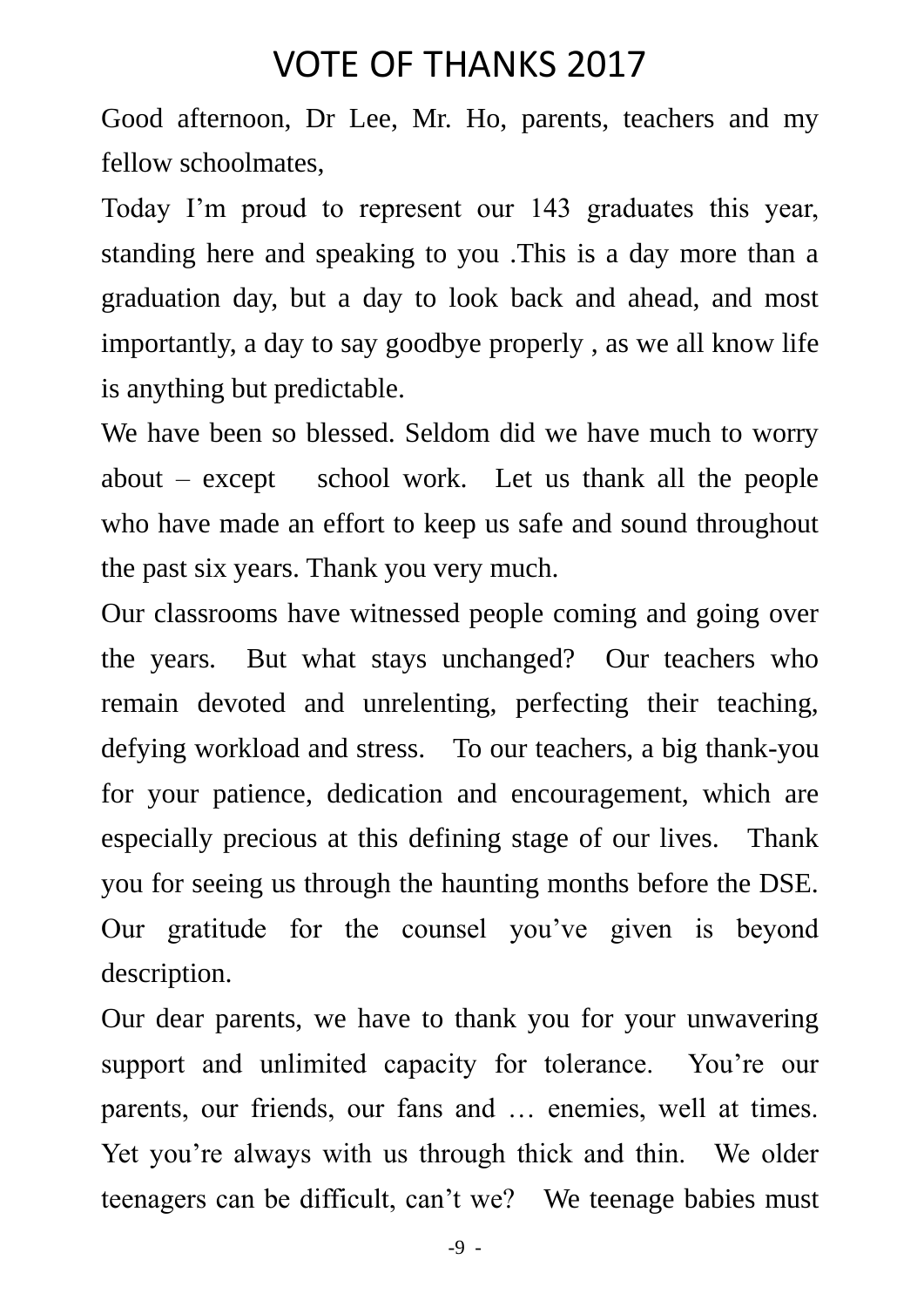# VOTE OF THANKS 2017

Good afternoon, Dr Lee, Mr. Ho, parents, teachers and my fellow schoolmates,

Today I'm proud to represent our 143 graduates this year, standing here and speaking to you .This is a day more than a graduation day, but a day to look back and ahead, and most importantly, a day to say goodbye properly , as we all know life is anything but predictable.

We have been so blessed. Seldom did we have much to worry about – except school work. Let us thank all the people who have made an effort to keep us safe and sound throughout the past six years. Thank you very much.

Our classrooms have witnessed people coming and going over the years. But what stays unchanged? Our teachers who remain devoted and unrelenting, perfecting their teaching, defying workload and stress. To our teachers, a big thank-you for your patience, dedication and encouragement, which are especially precious at this defining stage of our lives. Thank you for seeing us through the haunting months before the DSE. Our gratitude for the counsel you've given is beyond description.

Our dear parents, we have to thank you for your unwavering support and unlimited capacity for tolerance. You're our parents, our friends, our fans and … enemies, well at times. Yet you're always with us through thick and thin. We older teenagers can be difficult, can't we? We teenage babies must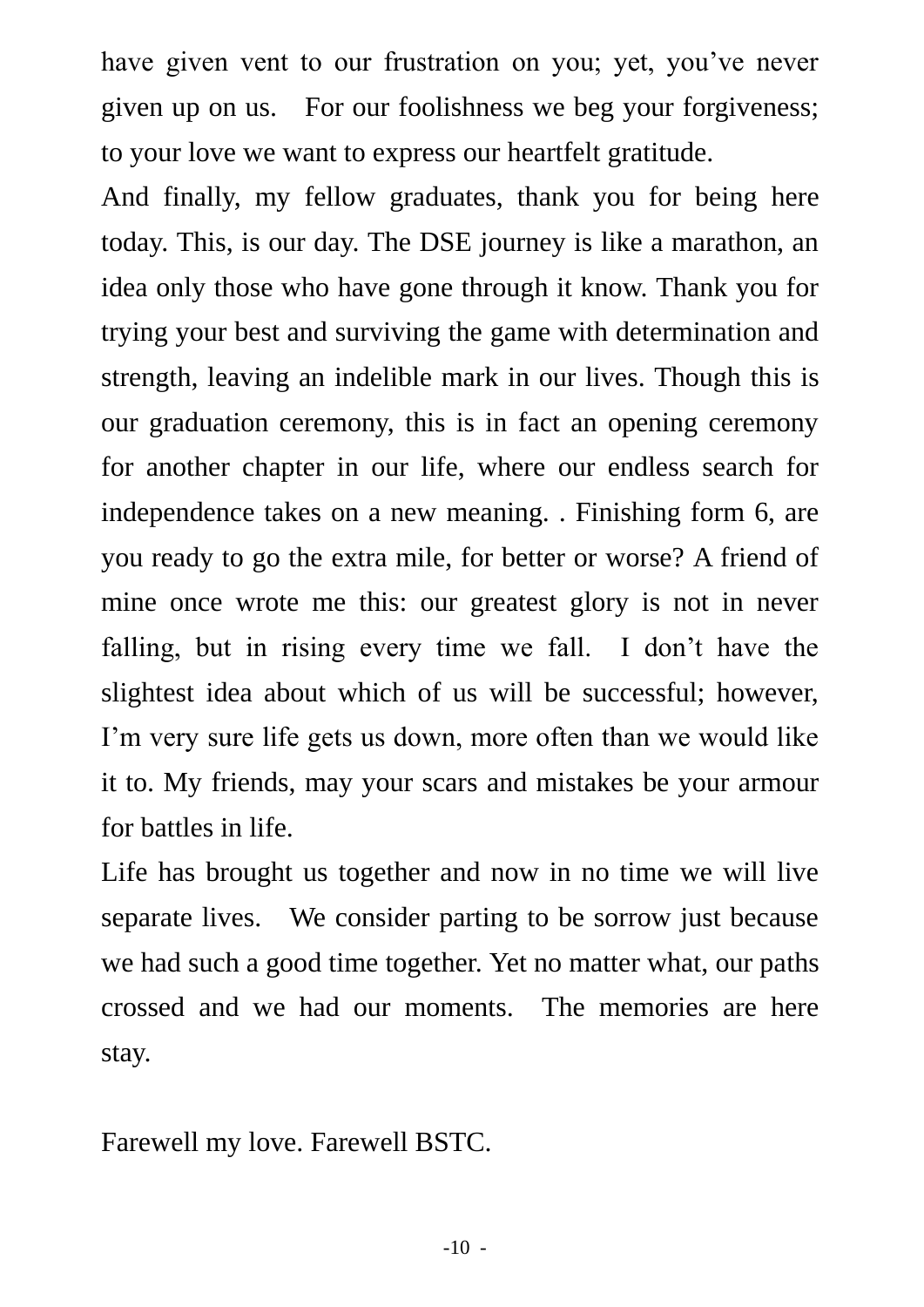have given vent to our frustration on you; yet, you've never given up on us. For our foolishness we beg your forgiveness; to your love we want to express our heartfelt gratitude.

And finally, my fellow graduates, thank you for being here today. This, is our day. The DSE journey is like a marathon, an idea only those who have gone through it know. Thank you for trying your best and surviving the game with determination and strength, leaving an indelible mark in our lives. Though this is our graduation ceremony, this is in fact an opening ceremony for another chapter in our life, where our endless search for independence takes on a new meaning. . Finishing form 6, are you ready to go the extra mile, for better or worse? A friend of mine once wrote me this: our greatest glory is not in never falling, but in rising every time we fall. I don't have the slightest idea about which of us will be successful; however, I'm very sure life gets us down, more often than we would like it to. My friends, may your scars and mistakes be your armour for battles in life.

Life has brought us together and now in no time we will live separate lives. We consider parting to be sorrow just because we had such a good time together. Yet no matter what, our paths crossed and we had our moments. The memories are here stay.

Farewell my love. Farewell BSTC.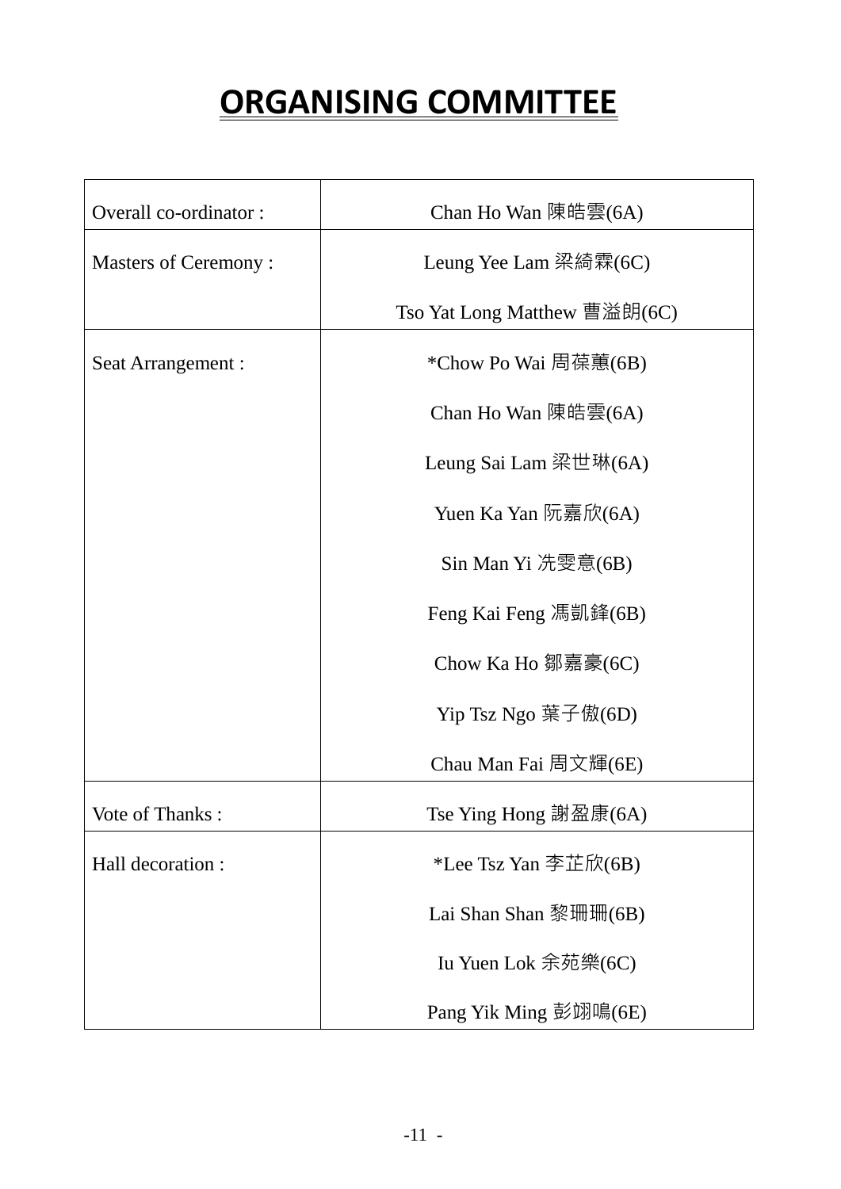# ORGANISING COMMITTEE

| | |
|---|---|
| Overall co-ordinator : | Chan Ho Wan 陳皓雲(6A) |
| Masters of Ceremony : | Leung Yee Lam 梁綺霖(6C)<br>Tso Yat Long Matthew 曹溢朗(6C) |
| Seat Arrangement : | *Chow Po Wai 周葆蕙(6B)<br>Chan Ho Wan 陳皓雲(6A)<br>Leung Sai Lam 梁世琳(6A)<br>Yuen Ka Yan 阮嘉欣(6A)<br>Sin Man Yi 冼雯意(6B)<br>Feng Kai Feng 馮凱鋒(6B)<br>Chow Ka Ho 鄒嘉豪(6C)<br>Yip Tsz Ngo 葉子傲(6D)<br>Chau Man Fai 周文輝(6E) |
| Vote of Thanks : | Tse Ying Hong 謝盈康(6A) |
| Hall decoration : | *Lee Tsz Yan 李芷欣(6B)<br>Lai Shan Shan 黎珊珊(6B)<br>Iu Yuen Lok 余苑樂(6C)<br>Pang Yik Ming 彭翊鳴(6E) |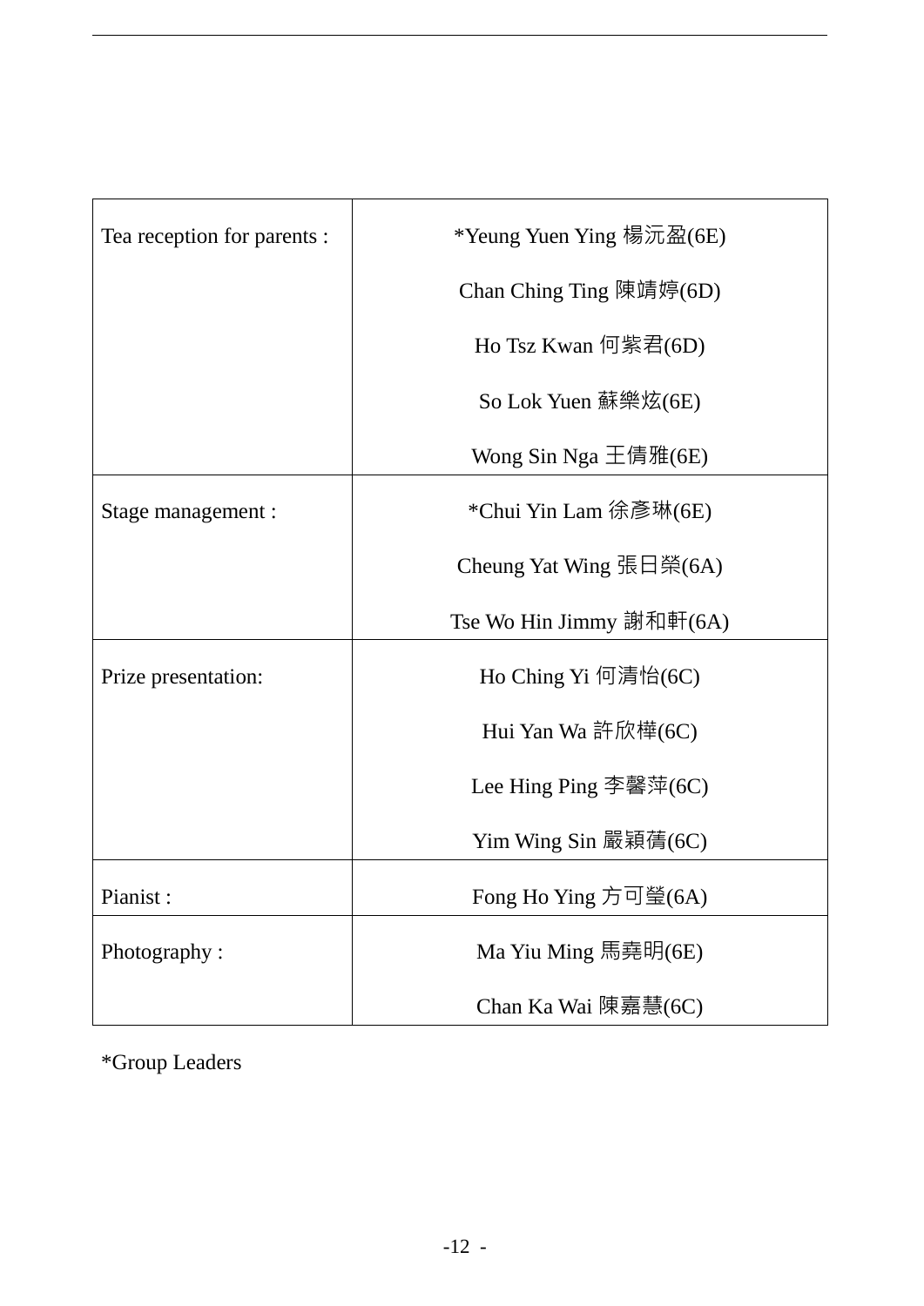| | |
|---|---|
| Tea reception for parents : | *Yeung Yuen Ying 楊沅盈(6E)<br>Chan Ching Ting 陳靖婷(6D)<br>Ho Tsz Kwan 何紫君(6D)<br>So Lok Yuen 蘇樂炫(6E)<br>Wong Sin Nga 王倩雅(6E) |
| Stage management : | *Chui Yin Lam 徐彥琳(6E)<br>Cheung Yat Wing 張日榮(6A)<br>Tse Wo Hin Jimmy 謝和軒(6A) |
| Prize presentation: | Ho Ching Yi 何清怡(6C)<br>Hui Yan Wa 許欣樺(6C)<br>Lee Hing Ping 李馨萍(6C)<br>Yim Wing Sin 嚴穎蒨(6C) |
| Pianist : | Fong Ho Ying 方可瑩(6A) |
| Photography : | Ma Yiu Ming 馬堯明(6E)<br>Chan Ka Wai 陳嘉慧(6C) |

*Group Leaders